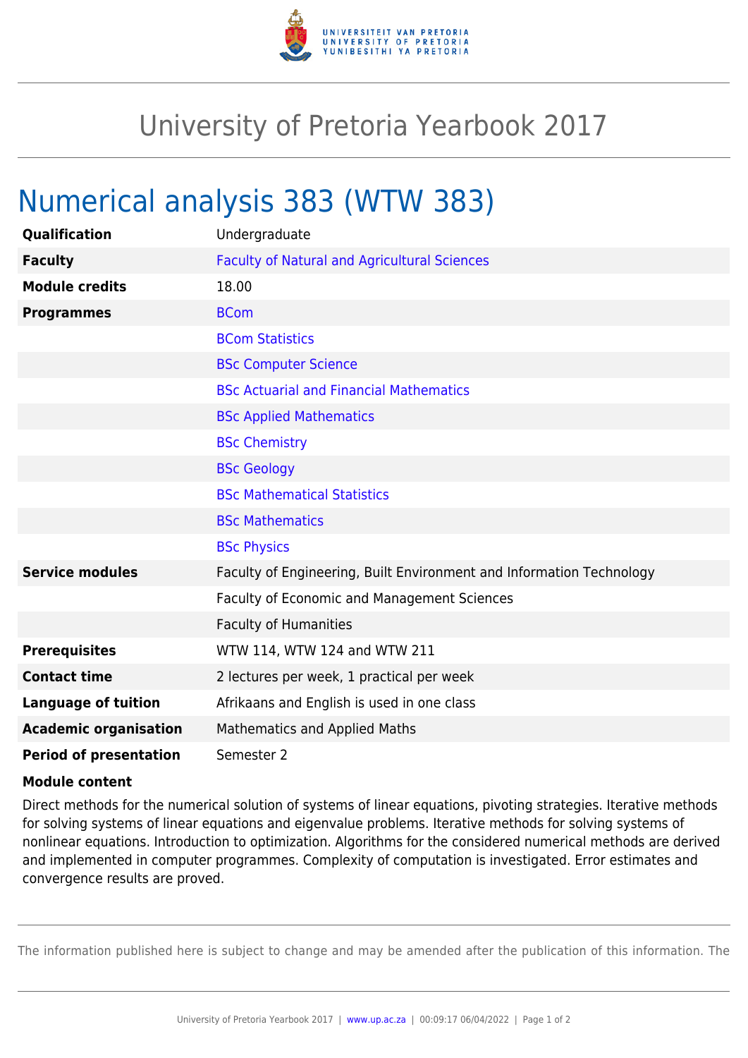# University of Pretoria Yearbook 2017

## Numerical analysis 383 (WTW 383)

| | |
|---|---|
| **Qualification** | Undergraduate |
| **Faculty** | Faculty of Natural and Agricultural Sciences |
| **Module credits** | 18.00 |
| **Programmes** | BCom |
| | BCom Statistics |
| | BSc Computer Science |
| | BSc Actuarial and Financial Mathematics |
| | BSc Applied Mathematics |
| | BSc Chemistry |
| | BSc Geology |
| | BSc Mathematical Statistics |
| | BSc Mathematics |
| | BSc Physics |
| **Service modules** | Faculty of Engineering, Built Environment and Information Technology |
| | Faculty of Economic and Management Sciences |
| | Faculty of Humanities |
| **Prerequisites** | WTW 114, WTW 124 and WTW 211 |
| **Contact time** | 2 lectures per week, 1 practical per week |
| **Language of tuition** | Afrikaans and English is used in one class |
| **Academic organisation** | Mathematics and Applied Maths |
| **Period of presentation** | Semester 2 |

**Module content**

Direct methods for the numerical solution of systems of linear equations, pivoting strategies. Iterative methods for solving systems of linear equations and eigenvalue problems. Iterative methods for solving systems of nonlinear equations. Introduction to optimization. Algorithms for the considered numerical methods are derived and implemented in computer programmes. Complexity of computation is investigated. Error estimates and convergence results are proved.

The information published here is subject to change and may be amended after the publication of this information. The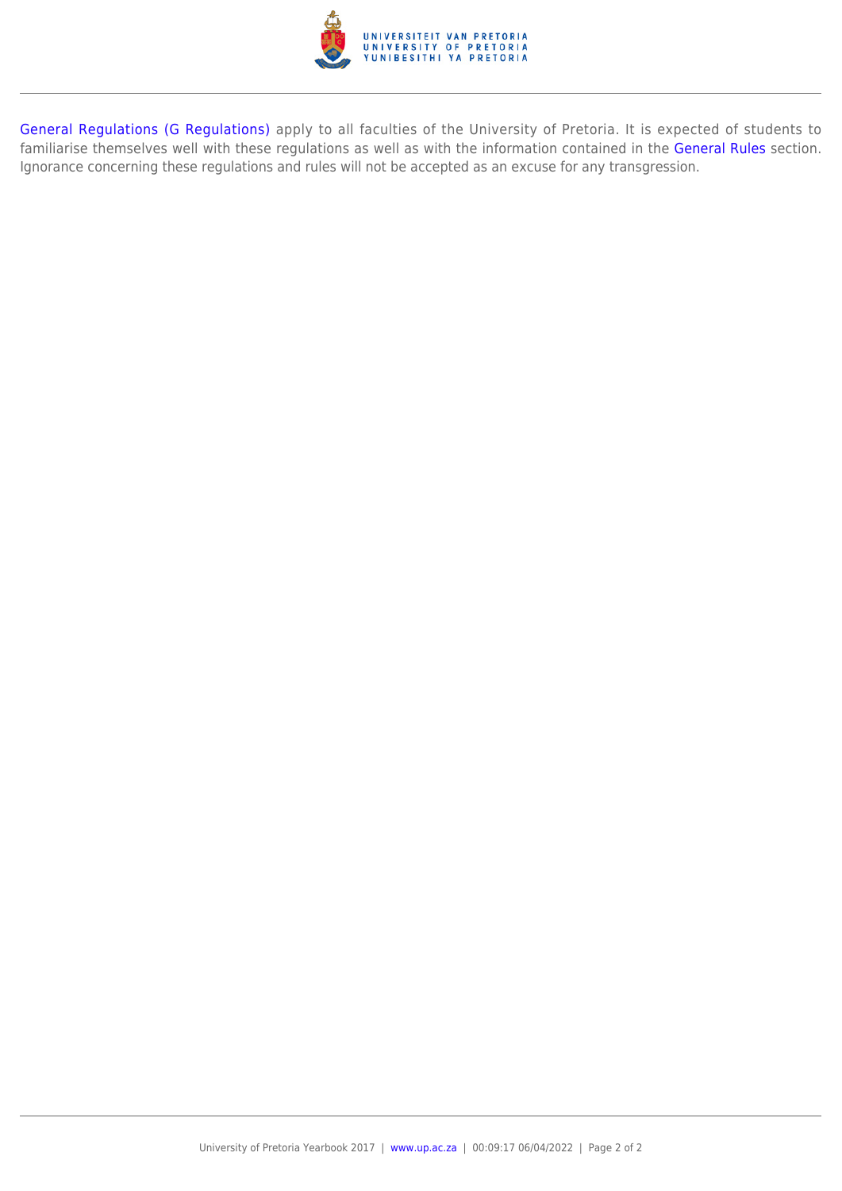General Regulations (G Regulations) apply to all faculties of the University of Pretoria. It is expected of students to familiarise themselves well with these regulations as well as with the information contained in the General Rules section. Ignorance concerning these regulations and rules will not be accepted as an excuse for any transgression.